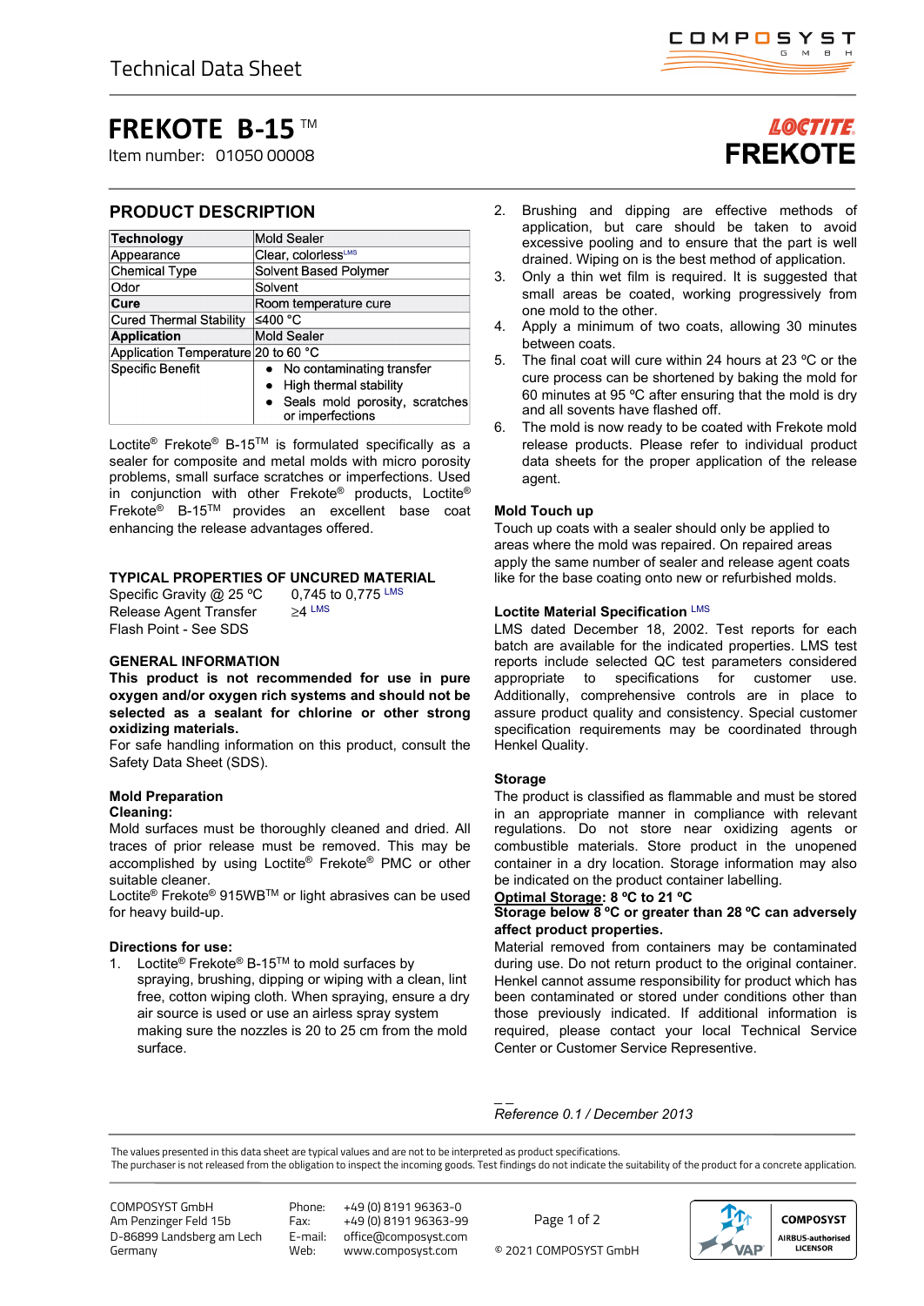Technical Data Sheet

# FREKOTE B-15 ™

Item number: 01050 00008

LOCTITE FREKOTE

## PRODUCT DESCRIPTION

| **Technology** | Mold Sealer |
|---|---|
| Appearance | Clear, colorless[LMS] |
| Chemical Type | Solvent Based Polymer |
| Odor | Solvent |
| **Cure** | Room temperature cure |
| Cured Thermal Stability | ≤400 °C |
| **Application** | Mold Sealer |
| Application Temperature | 20 to 60 °C |
| Specific Benefit | • No contaminating transfer<br>• High thermal stability<br>• Seals mold porosity, scratches or imperfections |

Loctite® Frekote® B-15™ is formulated specifically as a sealer for composite and metal molds with micro porosity problems, small surface scratches or imperfections. Used in conjunction with other Frekote® products, Loctite® Frekote® B-15™ provides an excellent base coat enhancing the release advantages offered.

## TYPICAL PROPERTIES OF UNCURED MATERIAL

Specific Gravity @ 25 °C 0,745 to 0,775 [LMS]
Release Agent Transfer ≥4 [LMS]
Flash Point - See SDS

## GENERAL INFORMATION

**This product is not recommended for use in pure oxygen and/or oxygen rich systems and should not be selected as a sealant for chlorine or other strong oxidizing materials.**

For safe handling information on this product, consult the Safety Data Sheet (SDS).

### Mold Preparation

**Cleaning:**

Mold surfaces must be thoroughly cleaned and dried. All traces of prior release must be removed. This may be accomplished by using Loctite® Frekote® PMC or other suitable cleaner.

Loctite® Frekote® 915WB™ or light abrasives can be used for heavy build-up.

### Directions for use:

1. Loctite® Frekote® B-15™ to mold surfaces by spraying, brushing, dipping or wiping with a clean, lint free, cotton wiping cloth. When spraying, ensure a dry air source is used or use an airless spray system making sure the nozzles is 20 to 25 cm from the mold surface.
2. Brushing and dipping are effective methods of application, but care should be taken to avoid excessive pooling and to ensure that the part is well drained. Wiping on is the best method of application.
3. Only a thin wet film is required. It is suggested that small areas be coated, working progressively from one mold to the other.
4. Apply a minimum of two coats, allowing 30 minutes between coats.
5. The final coat will cure within 24 hours at 23 ºC or the cure process can be shortened by baking the mold for 60 minutes at 95 ºC after ensuring that the mold is dry and all sovents have flashed off.
6. The mold is now ready to be coated with Frekote mold release products. Please refer to individual product data sheets for the proper application of the release agent.

### Mold Touch up

Touch up coats with a sealer should only be applied to areas where the mold was repaired. On repaired areas apply the same number of sealer and release agent coats like for the base coating onto new or refurbished molds.

### Loctite Material Specification [LMS]

LMS dated December 18, 2002. Test reports for each batch are available for the indicated properties. LMS test reports include selected QC test parameters considered appropriate to specifications for customer use. Additionally, comprehensive controls are in place to assure product quality and consistency. Special customer specification requirements may be coordinated through Henkel Quality.

### Storage

The product is classified as flammable and must be stored in an appropriate manner in compliance with relevant regulations. Do not store near oxidizing agents or combustible materials. Store product in the unopened container in a dry location. Storage information may also be indicated on the product container labelling.

**Optimal Storage: 8 ºC to 21 ºC**

**Storage below 8 ºC or greater than 28 ºC can adversely affect product properties.**

Material removed from containers may be contaminated during use. Do not return product to the original container. Henkel cannot assume responsibility for product which has been contaminated or stored under conditions other than those previously indicated. If additional information is required, please contact your local Technical Service Center or Customer Service Representive.

*Reference 0.1 / December 2013*

The values presented in this data sheet are typical values and are not to be interpreted as product specifications.
The purchaser is not released from the obligation to inspect the incoming goods. Test findings do not indicate the suitability of the product for a concrete application.

COMPOSYST GmbH
Am Penzinger Feld 15b
D-86899 Landsberg am Lech
Germany

Phone: +49 (0) 8191 96363-0
Fax: +49 (0) 8191 96363-99
E-mail: office@composyst.com
Web: www.composyst.com

© 2021 COMPOSYST GmbH

COMPOSYST AIRBUS-authorised LICENSOR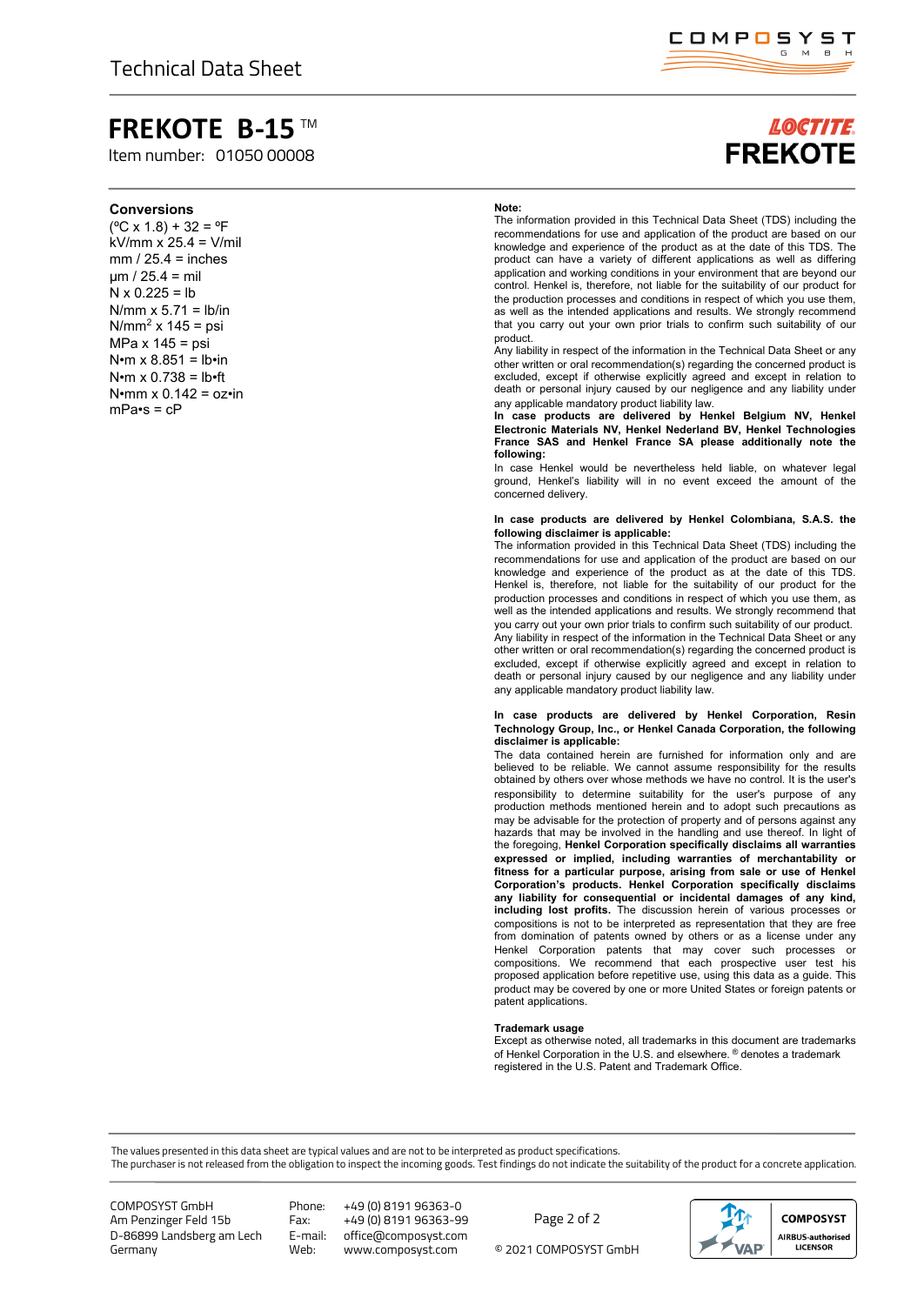# FREKOTE B-15™

Item number: 01050 00008

**LOCTITE FREKOTE**

## Conversions

(ºC x 1.8) + 32 = ºF
kV/mm x 25.4 = V/mil
mm / 25.4 = inches
µm / 25.4 = mil
N x 0.225 = lb
N/mm x 5.71 = lb/in
N/mm$^2$ x 145 = psi
MPa x 145 = psi
N•m x 8.851 = lb•in
N•m x 0.738 = lb•ft
N•mm x 0.142 = oz•in
mPa•s = cP

**Note:**
The information provided in this Technical Data Sheet (TDS) including the recommendations for use and application of the product are based on our knowledge and experience of the product as at the date of this TDS. The product can have a variety of different applications as well as differing application and working conditions in your environment that are beyond our control. Henkel is, therefore, not liable for the suitability of our product for the production processes and conditions in respect of which you use them, as well as the intended applications and results. We strongly recommend that you carry out your own prior trials to confirm such suitability of our product.
Any liability in respect of the information in the Technical Data Sheet or any other written or oral recommendation(s) regarding the concerned product is excluded, except if otherwise explicitly agreed and except in relation to death or personal injury caused by our negligence and any liability under any applicable mandatory product liability law.
**In case products are delivered by Henkel Belgium NV, Henkel Electronic Materials NV, Henkel Nederland BV, Henkel Technologies France SAS and Henkel France SA please additionally note the following:**
In case Henkel would be nevertheless held liable, on whatever legal ground, Henkel's liability will in no event exceed the amount of the concerned delivery.

**In case products are delivered by Henkel Colombiana, S.A.S. the following disclaimer is applicable:**
The information provided in this Technical Data Sheet (TDS) including the recommendations for use and application of the product are based on our knowledge and experience of the product as at the date of this TDS. Henkel is, therefore, not liable for the suitability of our product for the production processes and conditions in respect of which you use them, as well as the intended applications and results. We strongly recommend that you carry out your own prior trials to confirm such suitability of our product.
Any liability in respect of the information in the Technical Data Sheet or any other written or oral recommendation(s) regarding the concerned product is excluded, except if otherwise explicitly agreed and except in relation to death or personal injury caused by our negligence and any liability under any applicable mandatory product liability law.

**In case products are delivered by Henkel Corporation, Resin Technology Group, Inc., or Henkel Canada Corporation, the following disclaimer is applicable:**
The data contained herein are furnished for information only and are believed to be reliable. We cannot assume responsibility for the results obtained by others over whose methods we have no control. It is the user's responsibility to determine suitability for the user's purpose of any production methods mentioned herein and to adopt such precautions as may be advisable for the protection of property and of persons against any hazards that may be involved in the handling and use thereof. In light of the foregoing, **Henkel Corporation specifically disclaims all warranties expressed or implied, including warranties of merchantability or fitness for a particular purpose, arising from sale or use of Henkel Corporation's products. Henkel Corporation specifically disclaims any liability for consequential or incidental damages of any kind, including lost profits.** The discussion herein of various processes or compositions is not to be interpreted as representation that they are free from domination of patents owned by others or as a license under any Henkel Corporation patents that may cover such processes or compositions. We recommend that each prospective user test his proposed application before repetitive use, using this data as a guide. This product may be covered by one or more United States or foreign patents or patent applications.

**Trademark usage**
Except as otherwise noted, all trademarks in this document are trademarks of Henkel Corporation in the U.S. and elsewhere. ® denotes a trademark registered in the U.S. Patent and Trademark Office.

The values presented in this data sheet are typical values and are not to be interpreted as product specifications.
The purchaser is not released from the obligation to inspect the incoming goods. Test findings do not indicate the suitability of the product for a concrete application.

COMPOSYST GmbH
Am Penzinger Feld 15b
D-86899 Landsberg am Lech
Germany

Phone: +49 (0) 8191 96363-0
Fax: +49 (0) 8191 96363-99
E-mail: office@composyst.com
Web: www.composyst.com

© 2021 COMPOSYST GmbH

COMPOSYST AIRBUS-authorised LICENSOR